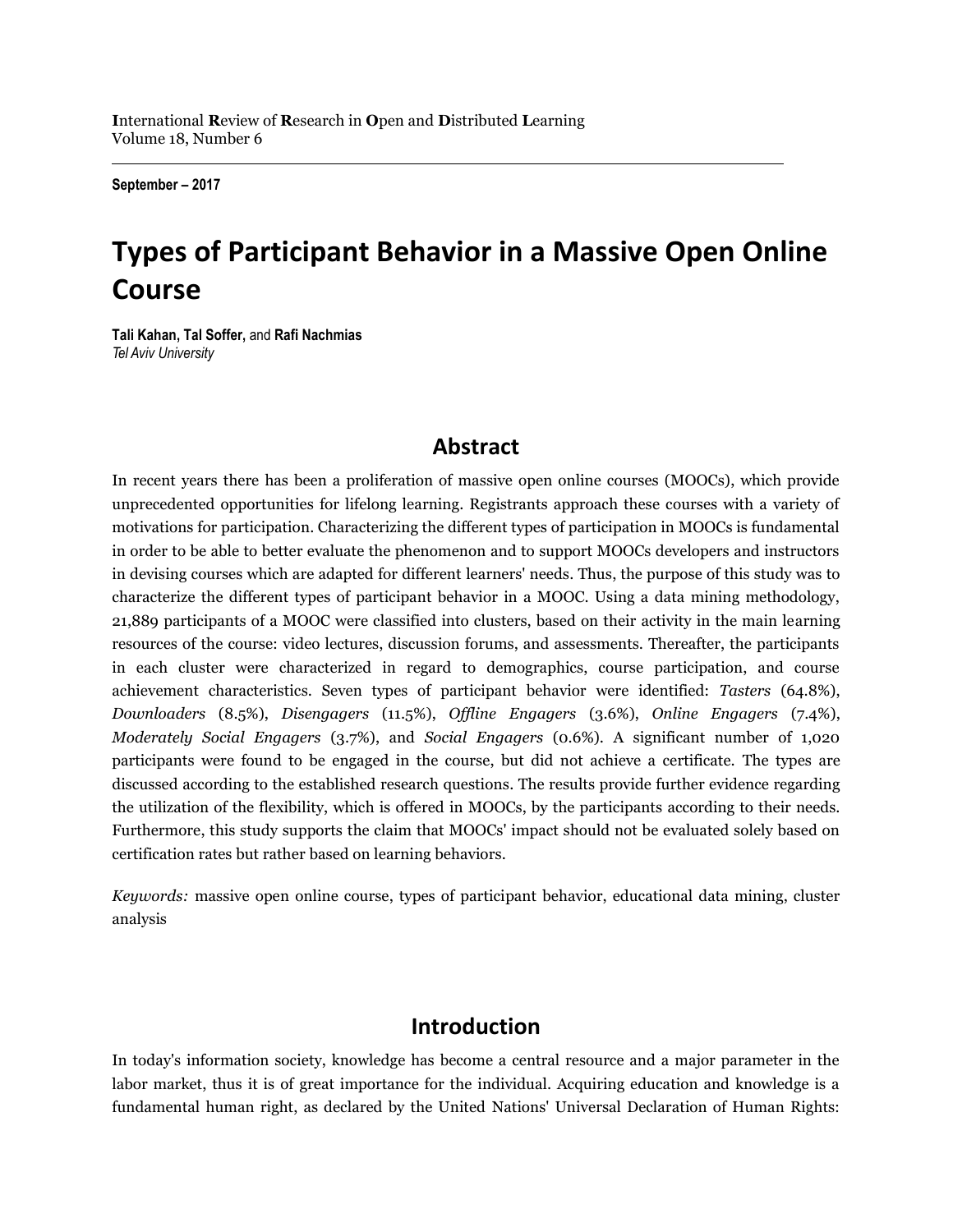**I**nternational **R**eview of **R**esearch in **O**pen and **D**istributed **L**earning
Volume 18, Number 6

**September – 2017**

# Types of Participant Behavior in a Massive Open Online Course

**Tali Kahan, Tal Soffer,** and **Rafi Nachmias**
*Tel Aviv University*

## Abstract

In recent years there has been a proliferation of massive open online courses (MOOCs), which provide unprecedented opportunities for lifelong learning. Registrants approach these courses with a variety of motivations for participation. Characterizing the different types of participation in MOOCs is fundamental in order to be able to better evaluate the phenomenon and to support MOOCs developers and instructors in devising courses which are adapted for different learners' needs. Thus, the purpose of this study was to characterize the different types of participant behavior in a MOOC. Using a data mining methodology, 21,889 participants of a MOOC were classified into clusters, based on their activity in the main learning resources of the course: video lectures, discussion forums, and assessments. Thereafter, the participants in each cluster were characterized in regard to demographics, course participation, and course achievement characteristics. Seven types of participant behavior were identified: *Tasters* (64.8%), *Downloaders* (8.5%), *Disengagers* (11.5%), *Offline Engagers* (3.6%), *Online Engagers* (7.4%), *Moderately Social Engagers* (3.7%), and *Social Engagers* (0.6%). A significant number of 1,020 participants were found to be engaged in the course, but did not achieve a certificate. The types are discussed according to the established research questions. The results provide further evidence regarding the utilization of the flexibility, which is offered in MOOCs, by the participants according to their needs. Furthermore, this study supports the claim that MOOCs' impact should not be evaluated solely based on certification rates but rather based on learning behaviors.

*Keywords:* massive open online course, types of participant behavior, educational data mining, cluster analysis

## Introduction

In today's information society, knowledge has become a central resource and a major parameter in the labor market, thus it is of great importance for the individual. Acquiring education and knowledge is a fundamental human right, as declared by the United Nations' Universal Declaration of Human Rights: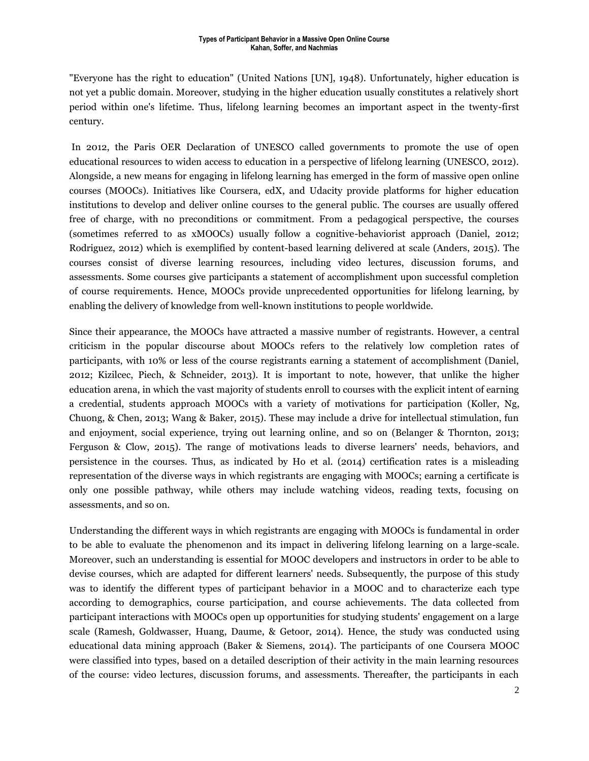"Everyone has the right to education" (United Nations [UN], 1948). Unfortunately, higher education is not yet a public domain. Moreover, studying in the higher education usually constitutes a relatively short period within one's lifetime. Thus, lifelong learning becomes an important aspect in the twenty-first century.

In 2012, the Paris OER Declaration of UNESCO called governments to promote the use of open educational resources to widen access to education in a perspective of lifelong learning (UNESCO, 2012). Alongside, a new means for engaging in lifelong learning has emerged in the form of massive open online courses (MOOCs). Initiatives like Coursera, edX, and Udacity provide platforms for higher education institutions to develop and deliver online courses to the general public. The courses are usually offered free of charge, with no preconditions or commitment. From a pedagogical perspective, the courses (sometimes referred to as xMOOCs) usually follow a cognitive-behaviorist approach (Daniel, 2012; Rodriguez, 2012) which is exemplified by content-based learning delivered at scale (Anders, 2015). The courses consist of diverse learning resources, including video lectures, discussion forums, and assessments. Some courses give participants a statement of accomplishment upon successful completion of course requirements. Hence, MOOCs provide unprecedented opportunities for lifelong learning, by enabling the delivery of knowledge from well-known institutions to people worldwide.

Since their appearance, the MOOCs have attracted a massive number of registrants. However, a central criticism in the popular discourse about MOOCs refers to the relatively low completion rates of participants, with 10% or less of the course registrants earning a statement of accomplishment (Daniel, 2012; Kizilcec, Piech, & Schneider, 2013). It is important to note, however, that unlike the higher education arena, in which the vast majority of students enroll to courses with the explicit intent of earning a credential, students approach MOOCs with a variety of motivations for participation (Koller, Ng, Chuong, & Chen, 2013; Wang & Baker, 2015). These may include a drive for intellectual stimulation, fun and enjoyment, social experience, trying out learning online, and so on (Belanger & Thornton, 2013; Ferguson & Clow, 2015). The range of motivations leads to diverse learners' needs, behaviors, and persistence in the courses. Thus, as indicated by Ho et al. (2014) certification rates is a misleading representation of the diverse ways in which registrants are engaging with MOOCs; earning a certificate is only one possible pathway, while others may include watching videos, reading texts, focusing on assessments, and so on.

Understanding the different ways in which registrants are engaging with MOOCs is fundamental in order to be able to evaluate the phenomenon and its impact in delivering lifelong learning on a large-scale. Moreover, such an understanding is essential for MOOC developers and instructors in order to be able to devise courses, which are adapted for different learners' needs. Subsequently, the purpose of this study was to identify the different types of participant behavior in a MOOC and to characterize each type according to demographics, course participation, and course achievements. The data collected from participant interactions with MOOCs open up opportunities for studying students' engagement on a large scale (Ramesh, Goldwasser, Huang, Daume, & Getoor, 2014). Hence, the study was conducted using educational data mining approach (Baker & Siemens, 2014). The participants of one Coursera MOOC were classified into types, based on a detailed description of their activity in the main learning resources of the course: video lectures, discussion forums, and assessments. Thereafter, the participants in each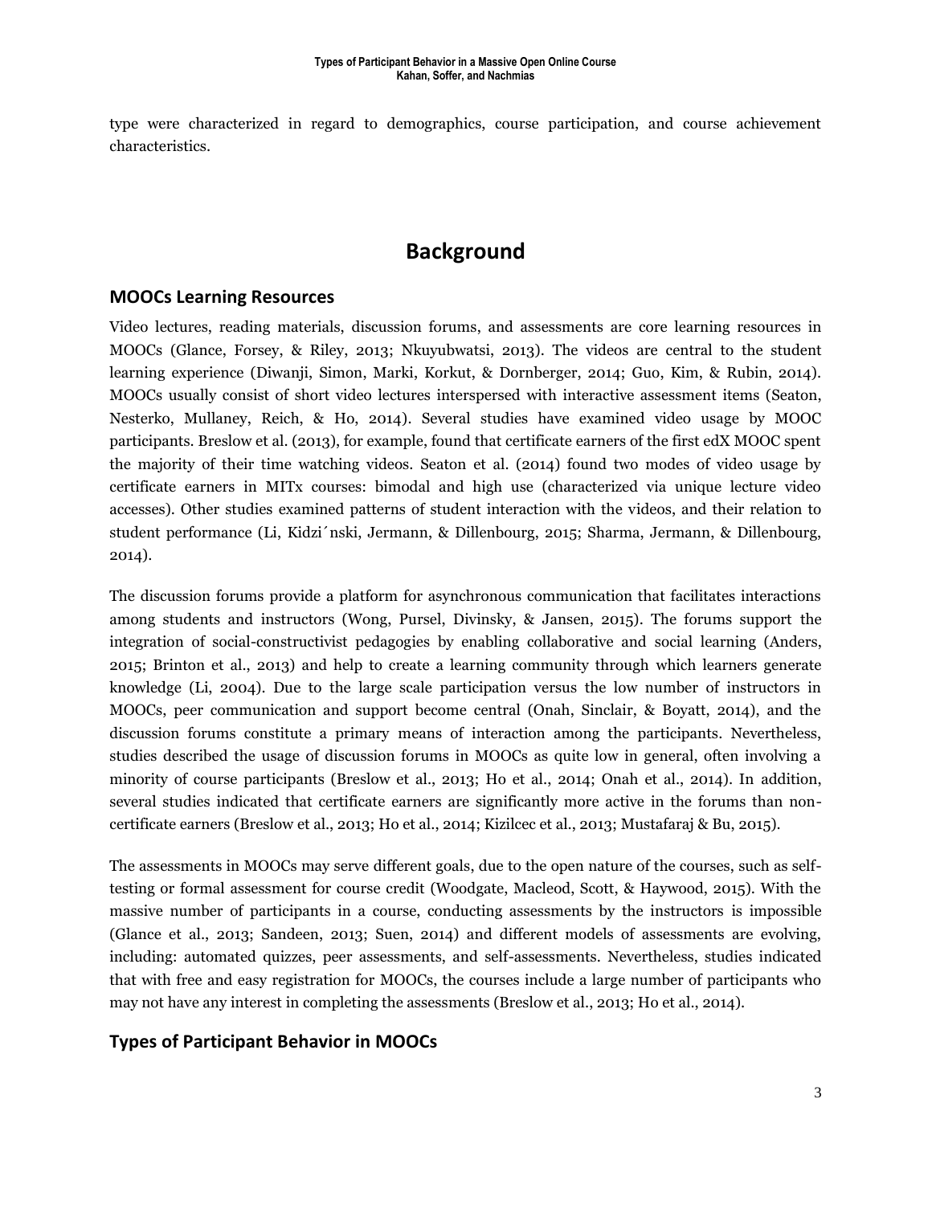type were characterized in regard to demographics, course participation, and course achievement characteristics.

# Background

## MOOCs Learning Resources

Video lectures, reading materials, discussion forums, and assessments are core learning resources in MOOCs (Glance, Forsey, & Riley, 2013; Nkuyubwatsi, 2013). The videos are central to the student learning experience (Diwanji, Simon, Marki, Korkut, & Dornberger, 2014; Guo, Kim, & Rubin, 2014). MOOCs usually consist of short video lectures interspersed with interactive assessment items (Seaton, Nesterko, Mullaney, Reich, & Ho, 2014). Several studies have examined video usage by MOOC participants. Breslow et al. (2013), for example, found that certificate earners of the first edX MOOC spent the majority of their time watching videos. Seaton et al. (2014) found two modes of video usage by certificate earners in MITx courses: bimodal and high use (characterized via unique lecture video accesses). Other studies examined patterns of student interaction with the videos, and their relation to student performance (Li, Kidzi´nski, Jermann, & Dillenbourg, 2015; Sharma, Jermann, & Dillenbourg, 2014).

The discussion forums provide a platform for asynchronous communication that facilitates interactions among students and instructors (Wong, Pursel, Divinsky, & Jansen, 2015). The forums support the integration of social-constructivist pedagogies by enabling collaborative and social learning (Anders, 2015; Brinton et al., 2013) and help to create a learning community through which learners generate knowledge (Li, 2004). Due to the large scale participation versus the low number of instructors in MOOCs, peer communication and support become central (Onah, Sinclair, & Boyatt, 2014), and the discussion forums constitute a primary means of interaction among the participants. Nevertheless, studies described the usage of discussion forums in MOOCs as quite low in general, often involving a minority of course participants (Breslow et al., 2013; Ho et al., 2014; Onah et al., 2014). In addition, several studies indicated that certificate earners are significantly more active in the forums than non-certificate earners (Breslow et al., 2013; Ho et al., 2014; Kizilcec et al., 2013; Mustafaraj & Bu, 2015).

The assessments in MOOCs may serve different goals, due to the open nature of the courses, such as self-testing or formal assessment for course credit (Woodgate, Macleod, Scott, & Haywood, 2015). With the massive number of participants in a course, conducting assessments by the instructors is impossible (Glance et al., 2013; Sandeen, 2013; Suen, 2014) and different models of assessments are evolving, including: automated quizzes, peer assessments, and self-assessments. Nevertheless, studies indicated that with free and easy registration for MOOCs, the courses include a large number of participants who may not have any interest in completing the assessments (Breslow et al., 2013; Ho et al., 2014).

## Types of Participant Behavior in MOOCs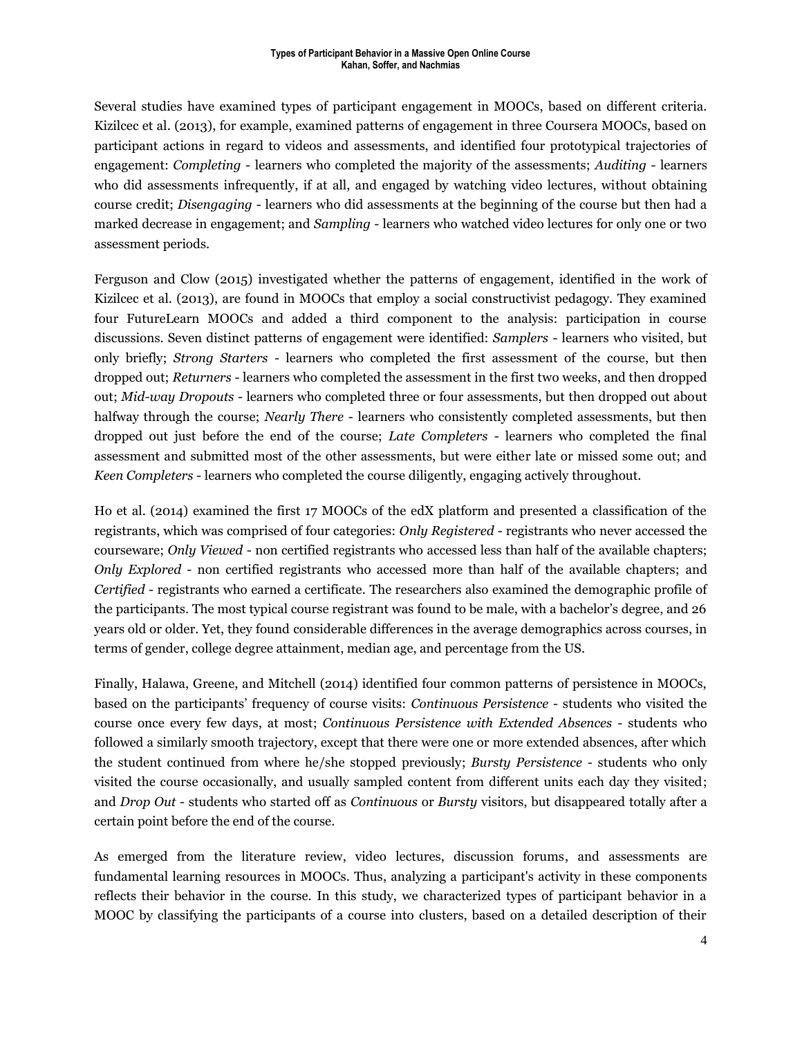Several studies have examined types of participant engagement in MOOCs, based on different criteria. Kizilcec et al. (2013), for example, examined patterns of engagement in three Coursera MOOCs, based on participant actions in regard to videos and assessments, and identified four prototypical trajectories of engagement: *Completing* - learners who completed the majority of the assessments; *Auditing* - learners who did assessments infrequently, if at all, and engaged by watching video lectures, without obtaining course credit; *Disengaging* - learners who did assessments at the beginning of the course but then had a marked decrease in engagement; and *Sampling* - learners who watched video lectures for only one or two assessment periods.

Ferguson and Clow (2015) investigated whether the patterns of engagement, identified in the work of Kizilcec et al. (2013), are found in MOOCs that employ a social constructivist pedagogy. They examined four FutureLearn MOOCs and added a third component to the analysis: participation in course discussions. Seven distinct patterns of engagement were identified: *Samplers* - learners who visited, but only briefly; *Strong Starters* - learners who completed the first assessment of the course, but then dropped out; *Returners* - learners who completed the assessment in the first two weeks, and then dropped out; *Mid-way Dropouts* - learners who completed three or four assessments, but then dropped out about halfway through the course; *Nearly There* - learners who consistently completed assessments, but then dropped out just before the end of the course; *Late Completers* - learners who completed the final assessment and submitted most of the other assessments, but were either late or missed some out; and *Keen Completers* - learners who completed the course diligently, engaging actively throughout.

Ho et al. (2014) examined the first 17 MOOCs of the edX platform and presented a classification of the registrants, which was comprised of four categories: *Only Registered* - registrants who never accessed the courseware; *Only Viewed* - non certified registrants who accessed less than half of the available chapters; *Only Explored* - non certified registrants who accessed more than half of the available chapters; and *Certified* - registrants who earned a certificate. The researchers also examined the demographic profile of the participants. The most typical course registrant was found to be male, with a bachelor's degree, and 26 years old or older. Yet, they found considerable differences in the average demographics across courses, in terms of gender, college degree attainment, median age, and percentage from the US.

Finally, Halawa, Greene, and Mitchell (2014) identified four common patterns of persistence in MOOCs, based on the participants' frequency of course visits: *Continuous Persistence* - students who visited the course once every few days, at most; *Continuous Persistence with Extended Absences* - students who followed a similarly smooth trajectory, except that there were one or more extended absences, after which the student continued from where he/she stopped previously; *Bursty Persistence* - students who only visited the course occasionally, and usually sampled content from different units each day they visited; and *Drop Out* - students who started off as *Continuous* or *Bursty* visitors, but disappeared totally after a certain point before the end of the course.

As emerged from the literature review, video lectures, discussion forums, and assessments are fundamental learning resources in MOOCs. Thus, analyzing a participant's activity in these components reflects their behavior in the course. In this study, we characterized types of participant behavior in a MOOC by classifying the participants of a course into clusters, based on a detailed description of their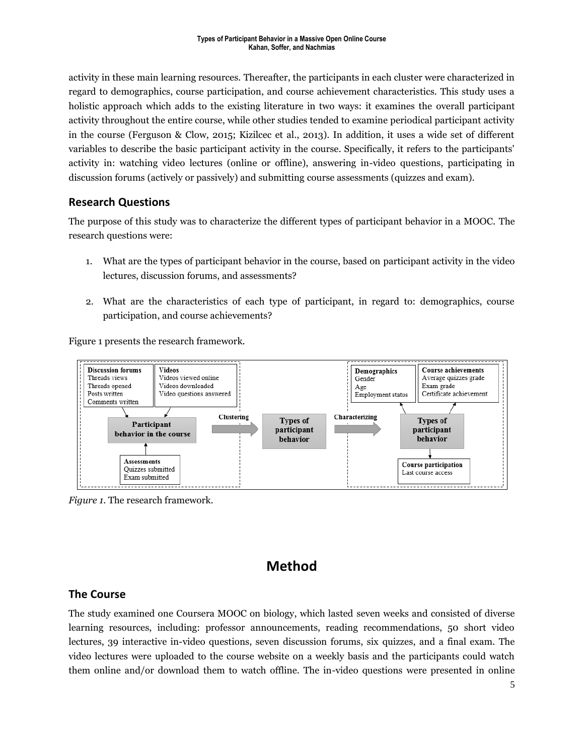activity in these main learning resources. Thereafter, the participants in each cluster were characterized in regard to demographics, course participation, and course achievement characteristics. This study uses a holistic approach which adds to the existing literature in two ways: it examines the overall participant activity throughout the entire course, while other studies tended to examine periodical participant activity in the course (Ferguson & Clow, 2015; Kizilcec et al., 2013). In addition, it uses a wide set of different variables to describe the basic participant activity in the course. Specifically, it refers to the participants' activity in: watching video lectures (online or offline), answering in-video questions, participating in discussion forums (actively or passively) and submitting course assessments (quizzes and exam).

## Research Questions

The purpose of this study was to characterize the different types of participant behavior in a MOOC. The research questions were:

1. What are the types of participant behavior in the course, based on participant activity in the video lectures, discussion forums, and assessments?

2. What are the characteristics of each type of participant, in regard to: demographics, course participation, and course achievements?

Figure 1 presents the research framework.

*Figure 1.* The research framework.

# Method

## The Course

The study examined one Coursera MOOC on biology, which lasted seven weeks and consisted of diverse learning resources, including: professor announcements, reading recommendations, 50 short video lectures, 39 interactive in-video questions, seven discussion forums, six quizzes, and a final exam. The video lectures were uploaded to the course website on a weekly basis and the participants could watch them online and/or download them to watch offline. The in-video questions were presented in online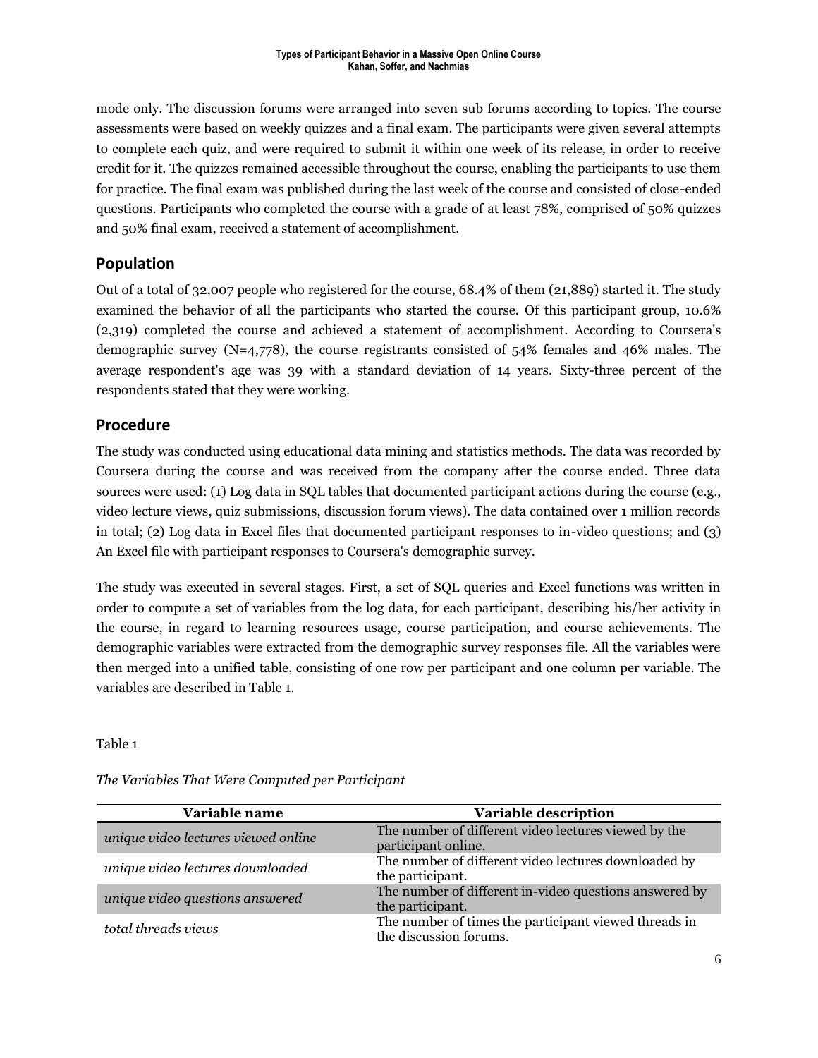mode only. The discussion forums were arranged into seven sub forums according to topics. The course assessments were based on weekly quizzes and a final exam. The participants were given several attempts to complete each quiz, and were required to submit it within one week of its release, in order to receive credit for it. The quizzes remained accessible throughout the course, enabling the participants to use them for practice. The final exam was published during the last week of the course and consisted of close-ended questions. Participants who completed the course with a grade of at least 78%, comprised of 50% quizzes and 50% final exam, received a statement of accomplishment.

## Population

Out of a total of 32,007 people who registered for the course, 68.4% of them (21,889) started it. The study examined the behavior of all the participants who started the course. Of this participant group, 10.6% (2,319) completed the course and achieved a statement of accomplishment. According to Coursera's demographic survey (N=4,778), the course registrants consisted of 54% females and 46% males. The average respondent's age was 39 with a standard deviation of 14 years. Sixty-three percent of the respondents stated that they were working.

## Procedure

The study was conducted using educational data mining and statistics methods. The data was recorded by Coursera during the course and was received from the company after the course ended. Three data sources were used: (1) Log data in SQL tables that documented participant actions during the course (e.g., video lecture views, quiz submissions, discussion forum views). The data contained over 1 million records in total; (2) Log data in Excel files that documented participant responses to in-video questions; and (3) An Excel file with participant responses to Coursera's demographic survey.

The study was executed in several stages. First, a set of SQL queries and Excel functions was written in order to compute a set of variables from the log data, for each participant, describing his/her activity in the course, in regard to learning resources usage, course participation, and course achievements. The demographic variables were extracted from the demographic survey responses file. All the variables were then merged into a unified table, consisting of one row per participant and one column per variable. The variables are described in Table 1.

Table 1

*The Variables That Were Computed per Participant*

| Variable name | Variable description |
| --- | --- |
| *unique video lectures viewed online* | The number of different video lectures viewed by the participant online. |
| *unique video lectures downloaded* | The number of different video lectures downloaded by the participant. |
| *unique video questions answered* | The number of different in-video questions answered by the participant. |
| *total threads views* | The number of times the participant viewed threads in the discussion forums. |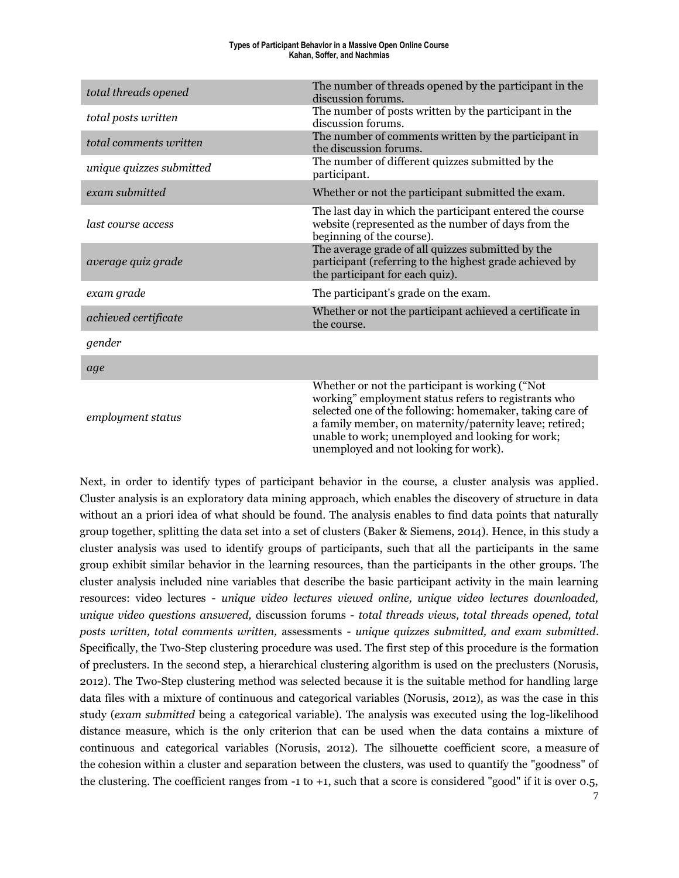| | |
|---|---|
| *total threads opened* | The number of threads opened by the participant in the discussion forums. |
| *total posts written* | The number of posts written by the participant in the discussion forums. |
| *total comments written* | The number of comments written by the participant in the discussion forums. |
| *unique quizzes submitted* | The number of different quizzes submitted by the participant. |
| *exam submitted* | Whether or not the participant submitted the exam. |
| *last course access* | The last day in which the participant entered the course website (represented as the number of days from the beginning of the course). |
| *average quiz grade* | The average grade of all quizzes submitted by the participant (referring to the highest grade achieved by the participant for each quiz). |
| *exam grade* | The participant's grade on the exam. |
| *achieved certificate* | Whether or not the participant achieved a certificate in the course. |
| *gender* | |
| *age* | |
| *employment status* | Whether or not the participant is working ("Not working" employment status refers to registrants who selected one of the following: homemaker, taking care of a family member, on maternity/paternity leave; retired; unable to work; unemployed and looking for work; unemployed and not looking for work). |

Next, in order to identify types of participant behavior in the course, a cluster analysis was applied. Cluster analysis is an exploratory data mining approach, which enables the discovery of structure in data without an a priori idea of what should be found. The analysis enables to find data points that naturally group together, splitting the data set into a set of clusters (Baker & Siemens, 2014). Hence, in this study a cluster analysis was used to identify groups of participants, such that all the participants in the same group exhibit similar behavior in the learning resources, than the participants in the other groups. The cluster analysis included nine variables that describe the basic participant activity in the main learning resources: video lectures - *unique video lectures viewed online, unique video lectures downloaded, unique video questions answered,* discussion forums - *total threads views, total threads opened, total posts written, total comments written,* assessments - *unique quizzes submitted, and exam submitted*. Specifically, the Two-Step clustering procedure was used. The first step of this procedure is the formation of preclusters. In the second step, a hierarchical clustering algorithm is used on the preclusters (Norusis, 2012). The Two-Step clustering method was selected because it is the suitable method for handling large data files with a mixture of continuous and categorical variables (Norusis, 2012), as was the case in this study (*exam submitted* being a categorical variable). The analysis was executed using the log-likelihood distance measure, which is the only criterion that can be used when the data contains a mixture of continuous and categorical variables (Norusis, 2012). The silhouette coefficient score, a measure of the cohesion within a cluster and separation between the clusters, was used to quantify the "goodness" of the clustering. The coefficient ranges from -1 to +1, such that a score is considered "good" if it is over 0.5,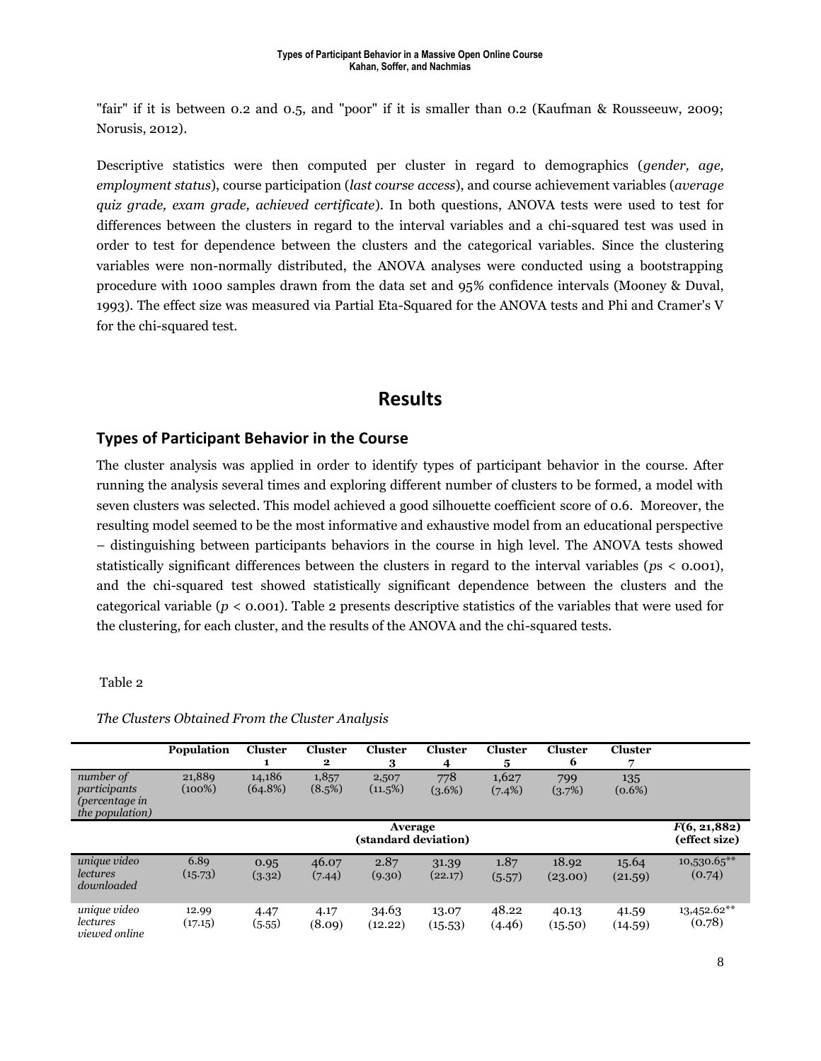"fair" if it is between 0.2 and 0.5, and "poor" if it is smaller than 0.2 (Kaufman & Rousseeuw, 2009; Norusis, 2012).

Descriptive statistics were then computed per cluster in regard to demographics (*gender, age, employment status*), course participation (*last course access*), and course achievement variables (*average quiz grade, exam grade, achieved certificate*). In both questions, ANOVA tests were used to test for differences between the clusters in regard to the interval variables and a chi-squared test was used in order to test for dependence between the clusters and the categorical variables. Since the clustering variables were non-normally distributed, the ANOVA analyses were conducted using a bootstrapping procedure with 1000 samples drawn from the data set and 95% confidence intervals (Mooney & Duval, 1993). The effect size was measured via Partial Eta-Squared for the ANOVA tests and Phi and Cramer's V for the chi-squared test.

# Results

## Types of Participant Behavior in the Course

The cluster analysis was applied in order to identify types of participant behavior in the course. After running the analysis several times and exploring different number of clusters to be formed, a model with seven clusters was selected. This model achieved a good silhouette coefficient score of 0.6. Moreover, the resulting model seemed to be the most informative and exhaustive model from an educational perspective – distinguishing between participants behaviors in the course in high level. The ANOVA tests showed statistically significant differences between the clusters in regard to the interval variables ($ps < 0.001$), and the chi-squared test showed statistically significant dependence between the clusters and the categorical variable ($p < 0.001$). Table 2 presents descriptive statistics of the variables that were used for the clustering, for each cluster, and the results of the ANOVA and the chi-squared tests.

Table 2

*The Clusters Obtained From the Cluster Analysis*

| | **Population** | **Cluster 1** | **Cluster 2** | **Cluster 3** | **Cluster 4** | **Cluster 5** | **Cluster 6** | **Cluster 7** | |
|---|---|---|---|---|---|---|---|---|---|
| *number of participants (percentage in the population)* | 21,889 (100%) | 14,186 (64.8%) | 1,857 (8.5%) | 2,507 (11.5%) | 778 (3.6%) | 1,627 (7.4%) | 799 (3.7%) | 135 (0.6%) | |
| | | | | | **Average (standard deviation)** | | | | **$F$(6, 21,882) (effect size)** |
| *unique video lectures downloaded* | 6.89 (15.73) | 0.95 (3.32) | 46.07 (7.44) | 2.87 (9.30) | 31.39 (22.17) | 1.87 (5.57) | 18.92 (23.00) | 15.64 (21.59) | 10,530.65** (0.74) |
| *unique video lectures viewed online* | 12.99 (17.15) | 4.47 (5.55) | 4.17 (8.09) | 34.63 (12.22) | 13.07 (15.53) | 48.22 (4.46) | 40.13 (15.50) | 41.59 (14.59) | 13,452.62** (0.78) |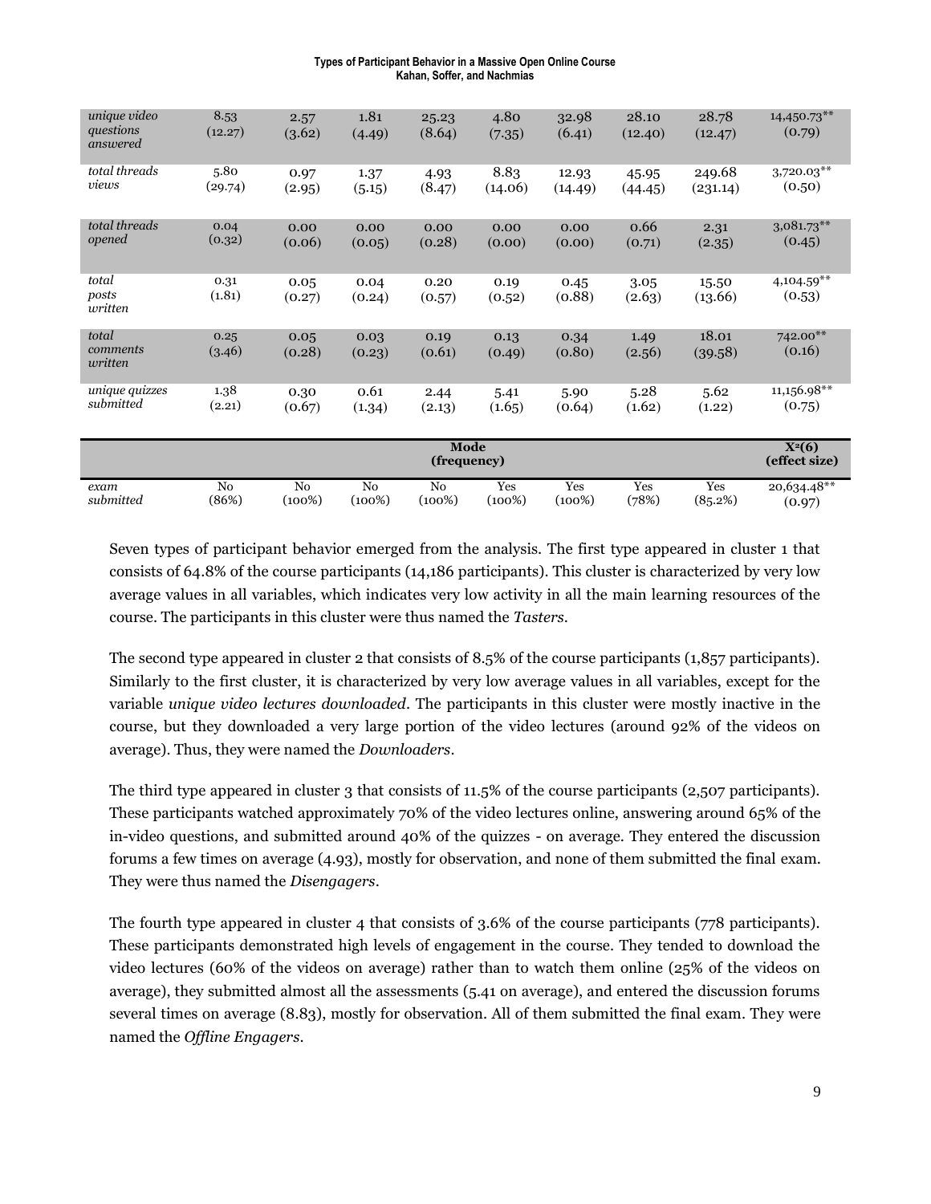| | | | | | | | | | |
|---|---|---|---|---|---|---|---|---|---|
| *unique video questions answered* | 8.53 (12.27) | 2.57 (3.62) | 1.81 (4.49) | 25.23 (8.64) | 4.80 (7.35) | 32.98 (6.41) | 28.10 (12.40) | 28.78 (12.47) | 14,450.73** (0.79) |
| *total threads views* | 5.80 (29.74) | 0.97 (2.95) | 1.37 (5.15) | 4.93 (8.47) | 8.83 (14.06) | 12.93 (14.49) | 45.95 (44.45) | 249.68 (231.14) | 3,720.03** (0.50) |
| *total threads opened* | 0.04 (0.32) | 0.00 (0.06) | 0.00 (0.05) | 0.00 (0.28) | 0.00 (0.00) | 0.00 (0.00) | 0.66 (0.71) | 2.31 (2.35) | 3,081.73** (0.45) |
| *total posts written* | 0.31 (1.81) | 0.05 (0.27) | 0.04 (0.24) | 0.20 (0.57) | 0.19 (0.52) | 0.45 (0.88) | 3.05 (2.63) | 15.50 (13.66) | 4,104.59** (0.53) |
| *total comments written* | 0.25 (3.46) | 0.05 (0.28) | 0.03 (0.23) | 0.19 (0.61) | 0.13 (0.49) | 0.34 (0.80) | 1.49 (2.56) | 18.01 (39.58) | 742.00** (0.16) |
| *unique quizzes submitted* | 1.38 (2.21) | 0.30 (0.67) | 0.61 (1.34) | 2.44 (2.13) | 5.41 (1.65) | 5.90 (0.64) | 5.28 (1.62) | 5.62 (1.22) | 11,156.98** (0.75) |
| | **Mode (frequency)** | | | | | | | | **$X^2(6)$ (effect size)** |
| *exam submitted* | No (86%) | No (100%) | No (100%) | No (100%) | Yes (100%) | Yes (100%) | Yes (78%) | Yes (85.2%) | 20,634.48** (0.97) |

Seven types of participant behavior emerged from the analysis. The first type appeared in cluster 1 that consists of 64.8% of the course participants (14,186 participants). This cluster is characterized by very low average values in all variables, which indicates very low activity in all the main learning resources of the course. The participants in this cluster were thus named the *Tasters*.

The second type appeared in cluster 2 that consists of 8.5% of the course participants (1,857 participants). Similarly to the first cluster, it is characterized by very low average values in all variables, except for the variable *unique video lectures downloaded*. The participants in this cluster were mostly inactive in the course, but they downloaded a very large portion of the video lectures (around 92% of the videos on average). Thus, they were named the *Downloaders*.

The third type appeared in cluster 3 that consists of 11.5% of the course participants (2,507 participants). These participants watched approximately 70% of the video lectures online, answering around 65% of the in-video questions, and submitted around 40% of the quizzes - on average. They entered the discussion forums a few times on average (4.93), mostly for observation, and none of them submitted the final exam. They were thus named the *Disengagers*.

The fourth type appeared in cluster 4 that consists of 3.6% of the course participants (778 participants). These participants demonstrated high levels of engagement in the course. They tended to download the video lectures (60% of the videos on average) rather than to watch them online (25% of the videos on average), they submitted almost all the assessments (5.41 on average), and entered the discussion forums several times on average (8.83), mostly for observation. All of them submitted the final exam. They were named the *Offline Engagers*.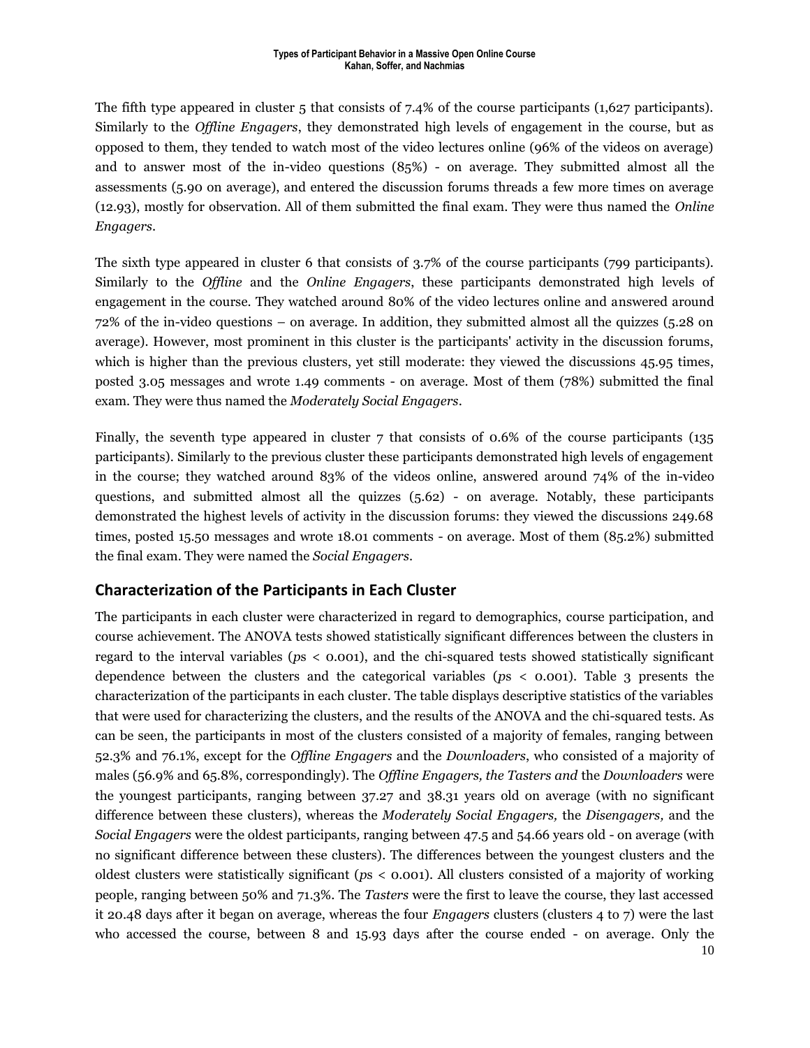The fifth type appeared in cluster 5 that consists of 7.4% of the course participants (1,627 participants). Similarly to the *Offline Engagers*, they demonstrated high levels of engagement in the course, but as opposed to them, they tended to watch most of the video lectures online (96% of the videos on average) and to answer most of the in-video questions (85%) - on average. They submitted almost all the assessments (5.90 on average), and entered the discussion forums threads a few more times on average (12.93), mostly for observation. All of them submitted the final exam. They were thus named the *Online Engagers*.

The sixth type appeared in cluster 6 that consists of 3.7% of the course participants (799 participants). Similarly to the *Offline* and the *Online Engagers*, these participants demonstrated high levels of engagement in the course. They watched around 80% of the video lectures online and answered around 72% of the in-video questions – on average. In addition, they submitted almost all the quizzes (5.28 on average). However, most prominent in this cluster is the participants' activity in the discussion forums, which is higher than the previous clusters, yet still moderate: they viewed the discussions 45.95 times, posted 3.05 messages and wrote 1.49 comments - on average. Most of them (78%) submitted the final exam. They were thus named the *Moderately Social Engagers*.

Finally, the seventh type appeared in cluster 7 that consists of 0.6% of the course participants (135 participants). Similarly to the previous cluster these participants demonstrated high levels of engagement in the course; they watched around 83% of the videos online, answered around 74% of the in-video questions, and submitted almost all the quizzes (5.62) - on average. Notably, these participants demonstrated the highest levels of activity in the discussion forums: they viewed the discussions 249.68 times, posted 15.50 messages and wrote 18.01 comments - on average. Most of them (85.2%) submitted the final exam. They were named the *Social Engagers*.

## Characterization of the Participants in Each Cluster

The participants in each cluster were characterized in regard to demographics, course participation, and course achievement. The ANOVA tests showed statistically significant differences between the clusters in regard to the interval variables ($p$s < 0.001), and the chi-squared tests showed statistically significant dependence between the clusters and the categorical variables ($p$s < 0.001). Table 3 presents the characterization of the participants in each cluster. The table displays descriptive statistics of the variables that were used for characterizing the clusters, and the results of the ANOVA and the chi-squared tests. As can be seen, the participants in most of the clusters consisted of a majority of females, ranging between 52.3% and 76.1%, except for the *Offline Engagers* and the *Downloaders*, who consisted of a majority of males (56.9% and 65.8%, correspondingly). The *Offline Engagers, the Tasters and* the *Downloaders* were the youngest participants, ranging between 37.27 and 38.31 years old on average (with no significant difference between these clusters), whereas the *Moderately Social Engagers,* the *Disengagers,* and the *Social Engagers* were the oldest participants, ranging between 47.5 and 54.66 years old - on average (with no significant difference between these clusters). The differences between the youngest clusters and the oldest clusters were statistically significant ($p$s < 0.001). All clusters consisted of a majority of working people, ranging between 50% and 71.3%. The *Tasters* were the first to leave the course, they last accessed it 20.48 days after it began on average, whereas the four *Engagers* clusters (clusters 4 to 7) were the last who accessed the course, between 8 and 15.93 days after the course ended - on average. Only the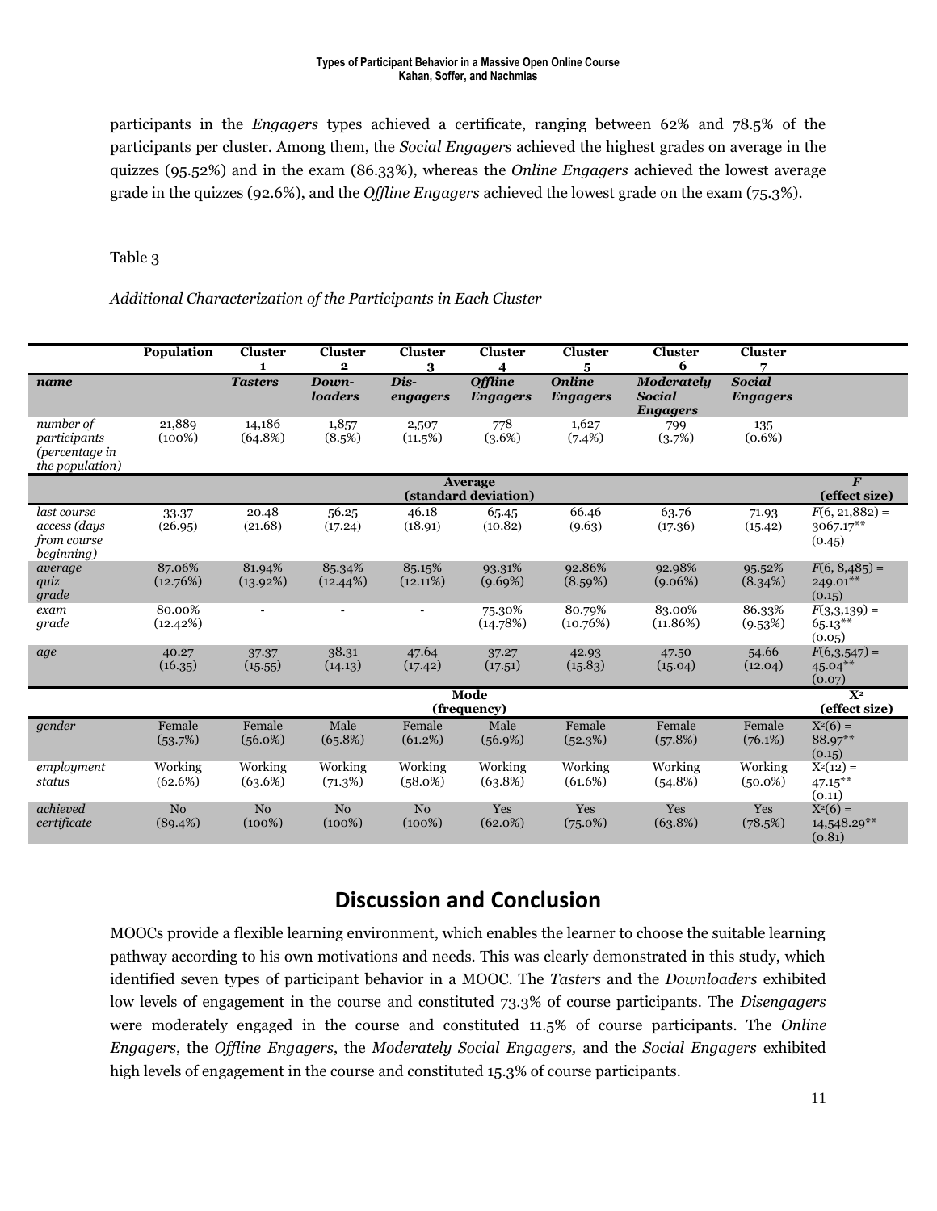participants in the *Engagers* types achieved a certificate, ranging between 62% and 78.5% of the participants per cluster. Among them, the *Social Engagers* achieved the highest grades on average in the quizzes (95.52%) and in the exam (86.33%), whereas the *Online Engagers* achieved the lowest average grade in the quizzes (92.6%), and the *Offline Engagers* achieved the lowest grade on the exam (75.3%).

Table 3

*Additional Characterization of the Participants in Each Cluster*

| | **Population** | **Cluster 1** | **Cluster 2** | **Cluster 3** | **Cluster 4** | **Cluster 5** | **Cluster 6** | **Cluster 7** | |
|---|---|---|---|---|---|---|---|---|---|
| ***name*** | | ***Tasters*** | ***Down-loaders*** | ***Dis-engagers*** | ***Offline Engagers*** | ***Online Engagers*** | ***Moderately Social Engagers*** | ***Social Engagers*** | |
| *number of participants (percentage in the population)* | 21,889 (100%) | 14,186 (64.8%) | 1,857 (8.5%) | 2,507 (11.5%) | 778 (3.6%) | 1,627 (7.4%) | 799 (3.7%) | 135 (0.6%) | |
| | | | | | **Average (standard deviation)** | | | | ***F* (effect size)** |
| *last course access (days from course beginning)* | 33.37 (26.95) | 20.48 (21.68) | 56.25 (17.24) | 46.18 (18.91) | 65.45 (10.82) | 66.46 (9.63) | 63.76 (17.36) | 71.93 (15.42) | $F(6, 21{,}882) = 3067.17^{**}$ (0.45) |
| *average quiz grade* | 87.06% (12.76%) | 81.94% (13.92%) | 85.34% (12.44%) | 85.15% (12.11%) | 93.31% (9.69%) | 92.86% (8.59%) | 92.98% (9.06%) | 95.52% (8.34%) | $F(6, 8{,}485) = 249.01^{**}$ (0.15) |
| *exam grade* | 80.00% (12.42%) | - | - | - | 75.30% (14.78%) | 80.79% (10.76%) | 83.00% (11.86%) | 86.33% (9.53%) | $F(3,3{,}139) = 65.13^{**}$ (0.05) |
| *age* | 40.27 (16.35) | 37.37 (15.55) | 38.31 (14.13) | 47.64 (17.42) | 37.27 (17.51) | 42.93 (15.83) | 47.50 (15.04) | 54.66 (12.04) | $F(6,3{,}547) = 45.04^{**}$ (0.07) |
| | | | | | **Mode (frequency)** | | | | **$X^2$ (effect size)** |
| *gender* | Female (53.7%) | Female (56.0%) | Male (65.8%) | Female (61.2%) | Male (56.9%) | Female (52.3%) | Female (57.8%) | Female (76.1%) | $X^2(6) = 88.97^{**}$ (0.15) |
| *employment status* | Working (62.6%) | Working (63.6%) | Working (71.3%) | Working (58.0%) | Working (63.8%) | Working (61.6%) | Working (54.8%) | Working (50.0%) | $X^2(12) = 47.15^{**}$ (0.11) |
| *achieved certificate* | No (89.4%) | No (100%) | No (100%) | No (100%) | Yes (62.0%) | Yes (75.0%) | Yes (63.8%) | Yes (78.5%) | $X^2(6) = 14{,}548.29^{**}$ (0.81) |

## Discussion and Conclusion

MOOCs provide a flexible learning environment, which enables the learner to choose the suitable learning pathway according to his own motivations and needs. This was clearly demonstrated in this study, which identified seven types of participant behavior in a MOOC. The *Tasters* and the *Downloaders* exhibited low levels of engagement in the course and constituted 73.3% of course participants. The *Disengagers* were moderately engaged in the course and constituted 11.5% of course participants. The *Online Engagers*, the *Offline Engagers*, the *Moderately Social Engagers,* and the *Social Engagers* exhibited high levels of engagement in the course and constituted 15.3% of course participants.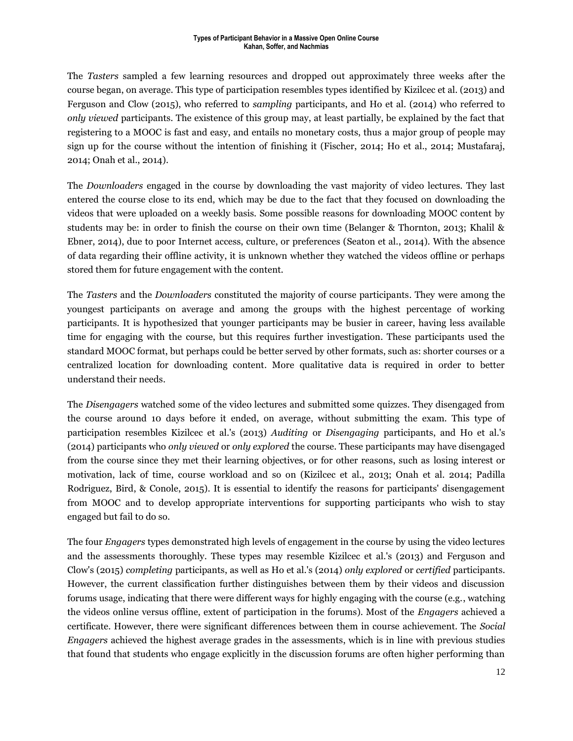The *Tasters* sampled a few learning resources and dropped out approximately three weeks after the course began, on average. This type of participation resembles types identified by Kizilcec et al. (2013) and Ferguson and Clow (2015), who referred to *sampling* participants, and Ho et al. (2014) who referred to *only viewed* participants. The existence of this group may, at least partially, be explained by the fact that registering to a MOOC is fast and easy, and entails no monetary costs, thus a major group of people may sign up for the course without the intention of finishing it (Fischer, 2014; Ho et al., 2014; Mustafaraj, 2014; Onah et al., 2014).

The *Downloaders* engaged in the course by downloading the vast majority of video lectures. They last entered the course close to its end, which may be due to the fact that they focused on downloading the videos that were uploaded on a weekly basis. Some possible reasons for downloading MOOC content by students may be: in order to finish the course on their own time (Belanger & Thornton, 2013; Khalil & Ebner, 2014), due to poor Internet access, culture, or preferences (Seaton et al., 2014). With the absence of data regarding their offline activity, it is unknown whether they watched the videos offline or perhaps stored them for future engagement with the content.

The *Tasters* and the *Downloaders* constituted the majority of course participants. They were among the youngest participants on average and among the groups with the highest percentage of working participants. It is hypothesized that younger participants may be busier in career, having less available time for engaging with the course, but this requires further investigation. These participants used the standard MOOC format, but perhaps could be better served by other formats, such as: shorter courses or a centralized location for downloading content. More qualitative data is required in order to better understand their needs.

The *Disengagers* watched some of the video lectures and submitted some quizzes. They disengaged from the course around 10 days before it ended, on average, without submitting the exam. This type of participation resembles Kizilcec et al.'s (2013) *Auditing* or *Disengaging* participants, and Ho et al.'s (2014) participants who *only viewed* or *only explored* the course. These participants may have disengaged from the course since they met their learning objectives, or for other reasons, such as losing interest or motivation, lack of time, course workload and so on (Kizilcec et al., 2013; Onah et al. 2014; Padilla Rodriguez, Bird, & Conole, 2015). It is essential to identify the reasons for participants' disengagement from MOOC and to develop appropriate interventions for supporting participants who wish to stay engaged but fail to do so.

The four *Engagers* types demonstrated high levels of engagement in the course by using the video lectures and the assessments thoroughly. These types may resemble Kizilcec et al.'s (2013) and Ferguson and Clow's (2015) *completing* participants, as well as Ho et al.'s (2014) *only explored* or *certified* participants. However, the current classification further distinguishes between them by their videos and discussion forums usage, indicating that there were different ways for highly engaging with the course (e.g., watching the videos online versus offline, extent of participation in the forums). Most of the *Engagers* achieved a certificate. However, there were significant differences between them in course achievement. The *Social Engagers* achieved the highest average grades in the assessments, which is in line with previous studies that found that students who engage explicitly in the discussion forums are often higher performing than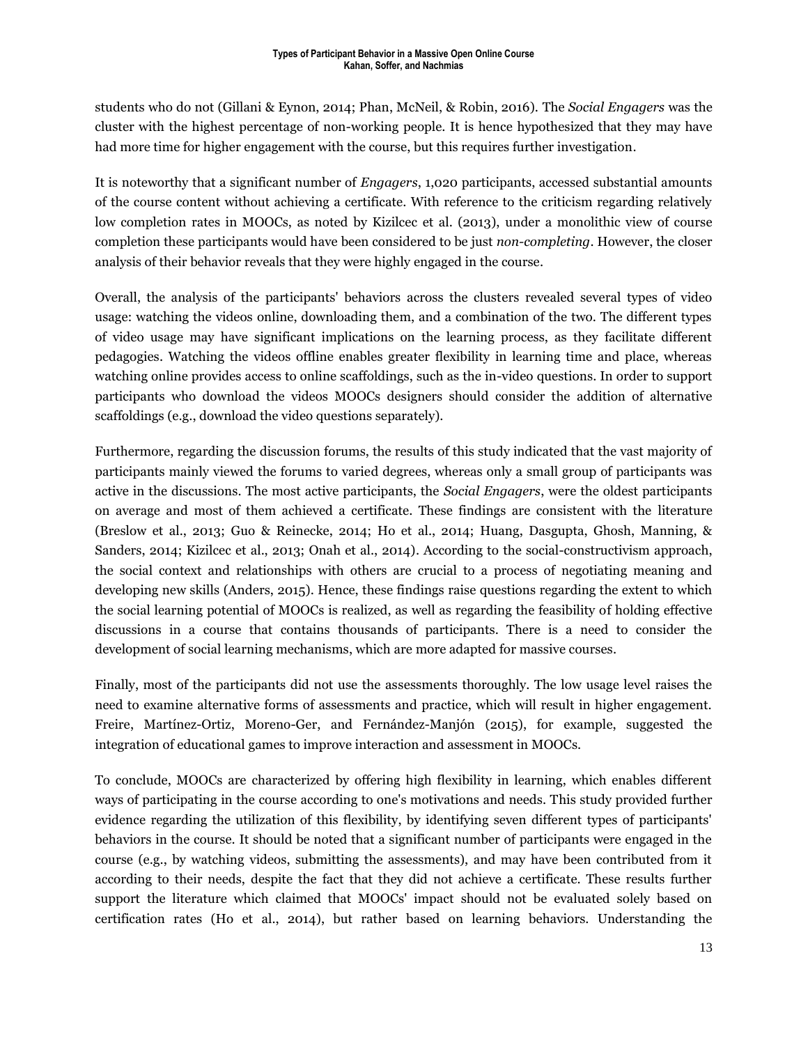students who do not (Gillani & Eynon, 2014; Phan, McNeil, & Robin, 2016). The *Social Engagers* was the cluster with the highest percentage of non-working people. It is hence hypothesized that they may have had more time for higher engagement with the course, but this requires further investigation.

It is noteworthy that a significant number of *Engagers*, 1,020 participants, accessed substantial amounts of the course content without achieving a certificate. With reference to the criticism regarding relatively low completion rates in MOOCs, as noted by Kizilcec et al. (2013), under a monolithic view of course completion these participants would have been considered to be just *non-completing*. However, the closer analysis of their behavior reveals that they were highly engaged in the course.

Overall, the analysis of the participants' behaviors across the clusters revealed several types of video usage: watching the videos online, downloading them, and a combination of the two. The different types of video usage may have significant implications on the learning process, as they facilitate different pedagogies. Watching the videos offline enables greater flexibility in learning time and place, whereas watching online provides access to online scaffoldings, such as the in-video questions. In order to support participants who download the videos MOOCs designers should consider the addition of alternative scaffoldings (e.g., download the video questions separately).

Furthermore, regarding the discussion forums, the results of this study indicated that the vast majority of participants mainly viewed the forums to varied degrees, whereas only a small group of participants was active in the discussions. The most active participants, the *Social Engagers*, were the oldest participants on average and most of them achieved a certificate. These findings are consistent with the literature (Breslow et al., 2013; Guo & Reinecke, 2014; Ho et al., 2014; Huang, Dasgupta, Ghosh, Manning, & Sanders, 2014; Kizilcec et al., 2013; Onah et al., 2014). According to the social-constructivism approach, the social context and relationships with others are crucial to a process of negotiating meaning and developing new skills (Anders, 2015). Hence, these findings raise questions regarding the extent to which the social learning potential of MOOCs is realized, as well as regarding the feasibility of holding effective discussions in a course that contains thousands of participants. There is a need to consider the development of social learning mechanisms, which are more adapted for massive courses.

Finally, most of the participants did not use the assessments thoroughly. The low usage level raises the need to examine alternative forms of assessments and practice, which will result in higher engagement. Freire, Martínez-Ortiz, Moreno-Ger, and Fernández-Manjón (2015), for example, suggested the integration of educational games to improve interaction and assessment in MOOCs.

To conclude, MOOCs are characterized by offering high flexibility in learning, which enables different ways of participating in the course according to one's motivations and needs. This study provided further evidence regarding the utilization of this flexibility, by identifying seven different types of participants' behaviors in the course. It should be noted that a significant number of participants were engaged in the course (e.g., by watching videos, submitting the assessments), and may have been contributed from it according to their needs, despite the fact that they did not achieve a certificate. These results further support the literature which claimed that MOOCs' impact should not be evaluated solely based on certification rates (Ho et al., 2014), but rather based on learning behaviors. Understanding the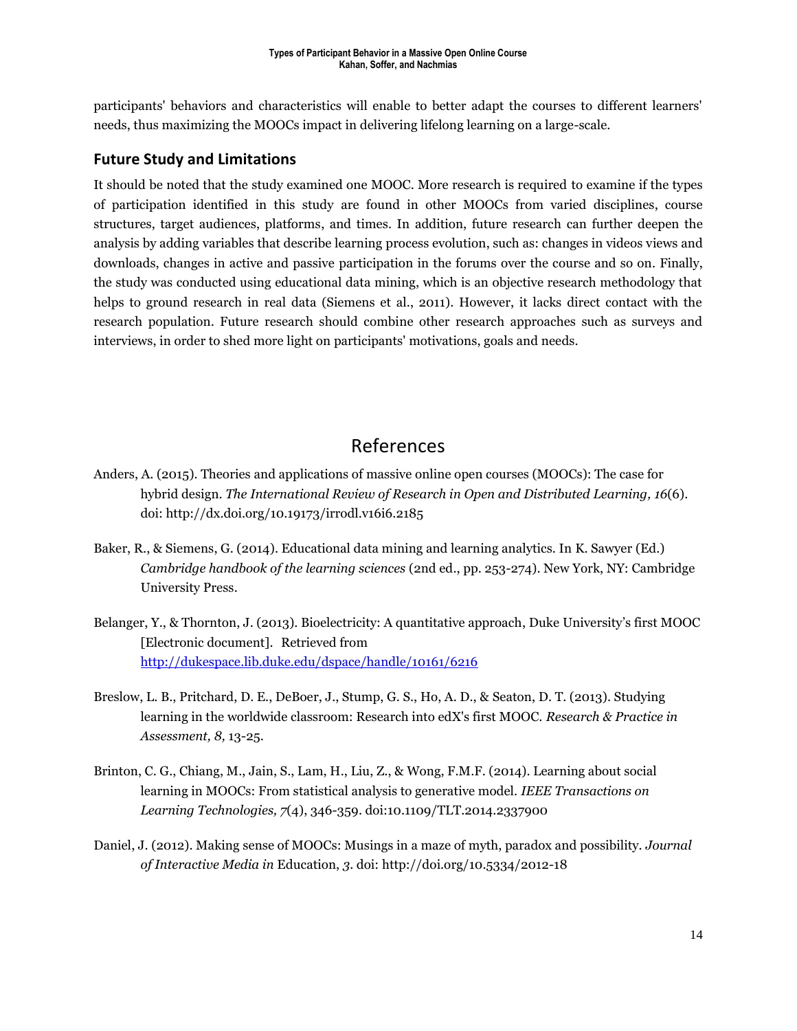participants' behaviors and characteristics will enable to better adapt the courses to different learners' needs, thus maximizing the MOOCs impact in delivering lifelong learning on a large-scale.

## Future Study and Limitations

It should be noted that the study examined one MOOC. More research is required to examine if the types of participation identified in this study are found in other MOOCs from varied disciplines, course structures, target audiences, platforms, and times. In addition, future research can further deepen the analysis by adding variables that describe learning process evolution, such as: changes in videos views and downloads, changes in active and passive participation in the forums over the course and so on. Finally, the study was conducted using educational data mining, which is an objective research methodology that helps to ground research in real data (Siemens et al., 2011). However, it lacks direct contact with the research population. Future research should combine other research approaches such as surveys and interviews, in order to shed more light on participants' motivations, goals and needs.

# References

Anders, A. (2015). Theories and applications of massive online open courses (MOOCs): The case for hybrid design. *The International Review of Research in Open and Distributed Learning, 16*(6). doi: http://dx.doi.org/10.19173/irrodl.v16i6.2185

Baker, R., & Siemens, G. (2014). Educational data mining and learning analytics. In K. Sawyer (Ed.) *Cambridge handbook of the learning sciences* (2nd ed., pp. 253-274). New York, NY: Cambridge University Press.

Belanger, Y., & Thornton, J. (2013). Bioelectricity: A quantitative approach, Duke University's first MOOC [Electronic document]. Retrieved from http://dukespace.lib.duke.edu/dspace/handle/10161/6216

Breslow, L. B., Pritchard, D. E., DeBoer, J., Stump, G. S., Ho, A. D., & Seaton, D. T. (2013). Studying learning in the worldwide classroom: Research into edX's first MOOC. *Research & Practice in Assessment, 8,* 13-25.

Brinton, C. G., Chiang, M., Jain, S., Lam, H., Liu, Z., & Wong, F.M.F. (2014). Learning about social learning in MOOCs: From statistical analysis to generative model. *IEEE Transactions on Learning Technologies, 7*(4), 346-359. doi:10.1109/TLT.2014.2337900

Daniel, J. (2012). Making sense of MOOCs: Musings in a maze of myth, paradox and possibility. *Journal of Interactive Media in* Education, *3.* doi: http://doi.org/10.5334/2012-18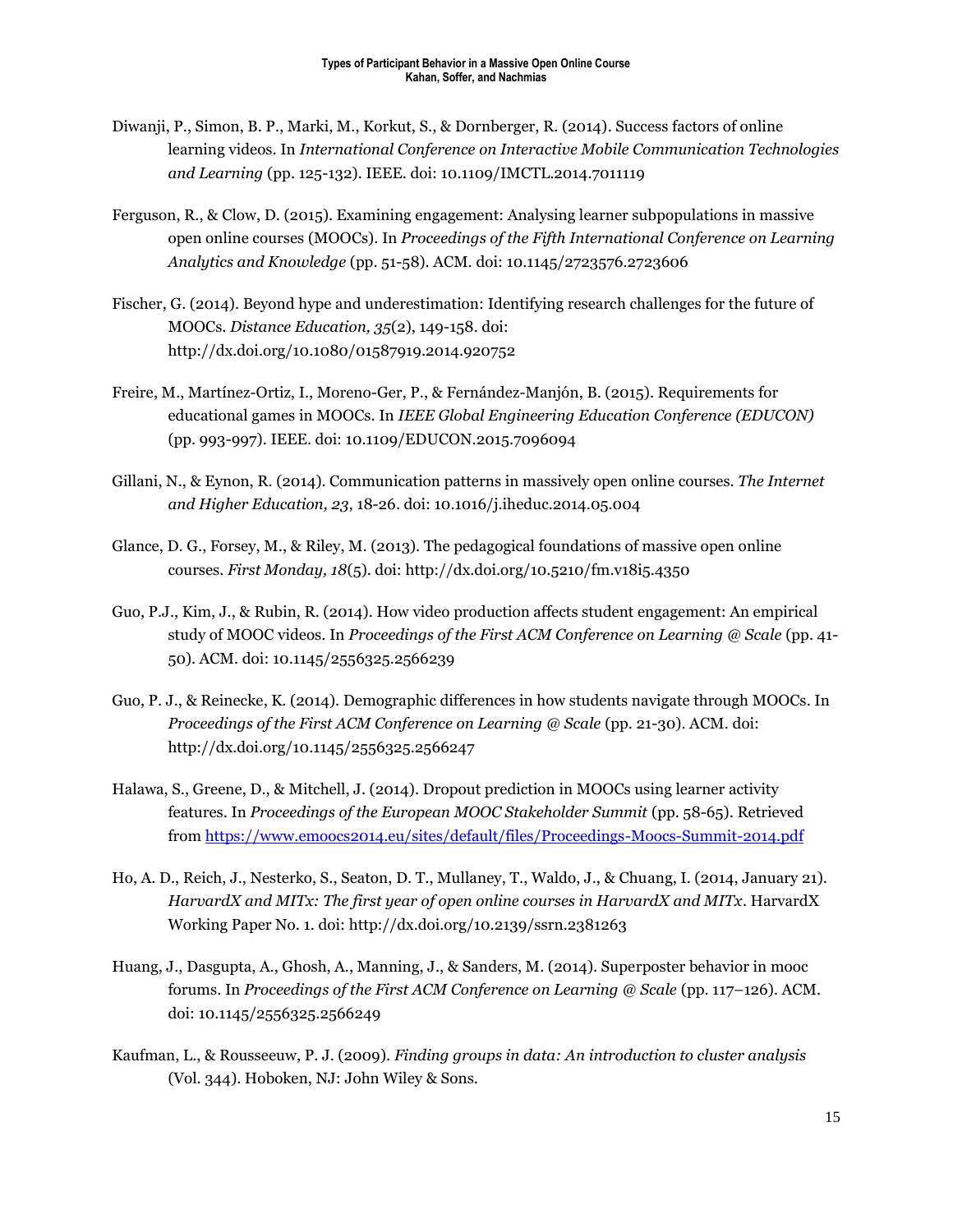Diwanji, P., Simon, B. P., Marki, M., Korkut, S., & Dornberger, R. (2014). Success factors of online learning videos. In *International Conference on Interactive Mobile Communication Technologies and Learning* (pp. 125-132). IEEE. doi: 10.1109/IMCTL.2014.7011119

Ferguson, R., & Clow, D. (2015). Examining engagement: Analysing learner subpopulations in massive open online courses (MOOCs). In *Proceedings of the Fifth International Conference on Learning Analytics and Knowledge* (pp. 51-58). ACM. doi: 10.1145/2723576.2723606

Fischer, G. (2014). Beyond hype and underestimation: Identifying research challenges for the future of MOOCs. *Distance Education, 35*(2), 149-158. doi: http://dx.doi.org/10.1080/01587919.2014.920752

Freire, M., Martínez-Ortiz, I., Moreno-Ger, P., & Fernández-Manjón, B. (2015). Requirements for educational games in MOOCs. In *IEEE Global Engineering Education Conference (EDUCON)* (pp. 993-997). IEEE. doi: 10.1109/EDUCON.2015.7096094

Gillani, N., & Eynon, R. (2014). Communication patterns in massively open online courses. *The Internet and Higher Education, 23*, 18-26. doi: 10.1016/j.iheduc.2014.05.004

Glance, D. G., Forsey, M., & Riley, M. (2013). The pedagogical foundations of massive open online courses. *First Monday, 18*(5). doi: http://dx.doi.org/10.5210/fm.v18i5.4350

Guo, P.J., Kim, J., & Rubin, R. (2014). How video production affects student engagement: An empirical study of MOOC videos. In *Proceedings of the First ACM Conference on Learning @ Scale* (pp. 41-50). ACM. doi: 10.1145/2556325.2566239

Guo, P. J., & Reinecke, K. (2014). Demographic differences in how students navigate through MOOCs. In *Proceedings of the First ACM Conference on Learning @ Scale* (pp. 21-30). ACM. doi: http://dx.doi.org/10.1145/2556325.2566247

Halawa, S., Greene, D., & Mitchell, J. (2014). Dropout prediction in MOOCs using learner activity features. In *Proceedings of the European MOOC Stakeholder Summit* (pp. 58-65). Retrieved from https://www.emoocs2014.eu/sites/default/files/Proceedings-Moocs-Summit-2014.pdf

Ho, A. D., Reich, J., Nesterko, S., Seaton, D. T., Mullaney, T., Waldo, J., & Chuang, I. (2014, January 21). *HarvardX and MITx: The first year of open online courses in HarvardX and MITx*. HarvardX Working Paper No. 1. doi: http://dx.doi.org/10.2139/ssrn.2381263

Huang, J., Dasgupta, A., Ghosh, A., Manning, J., & Sanders, M. (2014). Superposter behavior in mooc forums. In *Proceedings of the First ACM Conference on Learning @ Scale* (pp. 117–126). ACM. doi: 10.1145/2556325.2566249

Kaufman, L., & Rousseeuw, P. J. (2009). *Finding groups in data: An introduction to cluster analysis* (Vol. 344). Hoboken, NJ: John Wiley & Sons.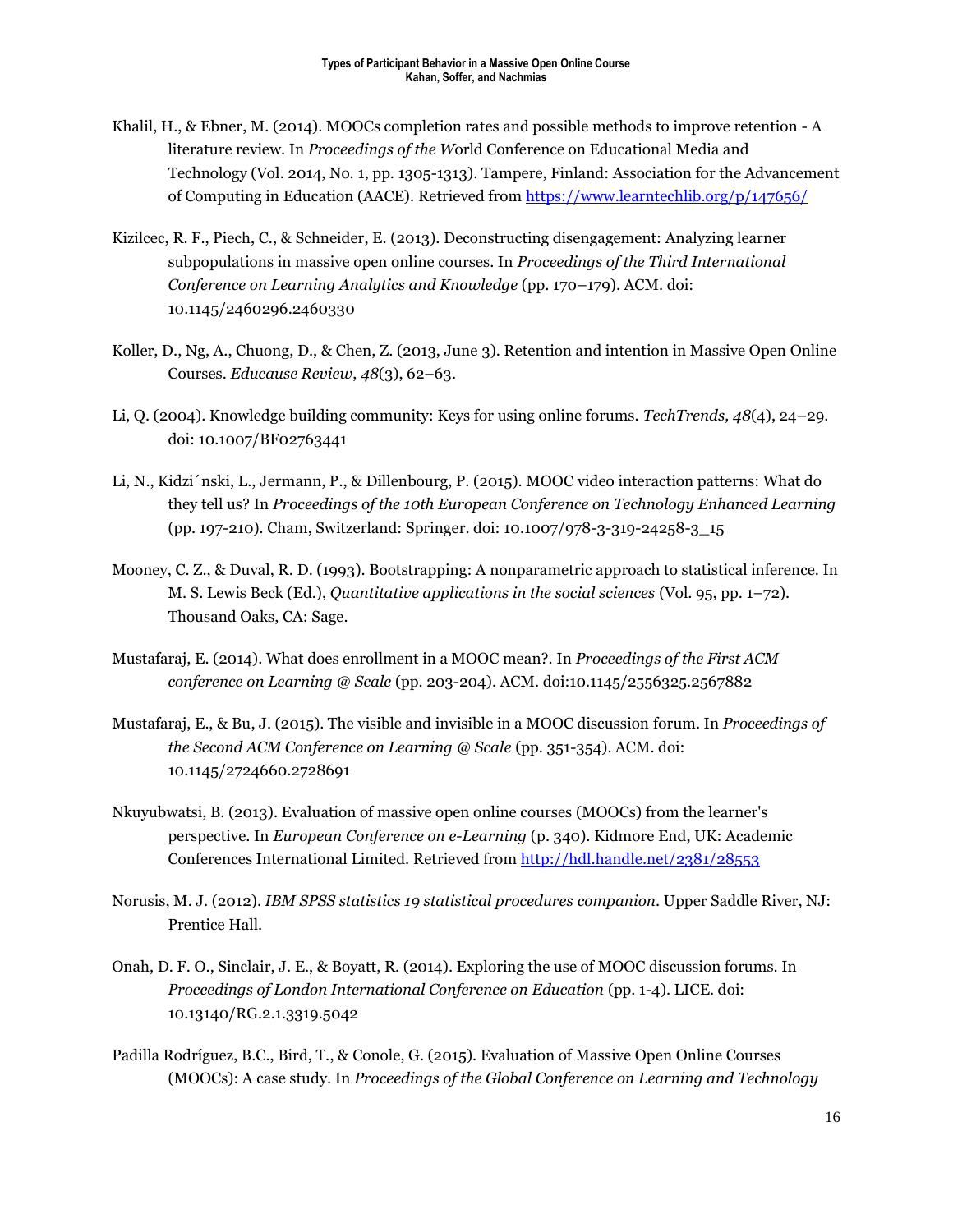Khalil, H., & Ebner, M. (2014). MOOCs completion rates and possible methods to improve retention - A literature review. In *Proceedings of the W*orld Conference on Educational Media and Technology (Vol. 2014, No. 1, pp. 1305-1313). Tampere, Finland: Association for the Advancement of Computing in Education (AACE). Retrieved from https://www.learntechlib.org/p/147656/

Kizilcec, R. F., Piech, C., & Schneider, E. (2013). Deconstructing disengagement: Analyzing learner subpopulations in massive open online courses. In *Proceedings of the Third International Conference on Learning Analytics and Knowledge* (pp. 170–179). ACM. doi: 10.1145/2460296.2460330

Koller, D., Ng, A., Chuong, D., & Chen, Z. (2013, June 3). Retention and intention in Massive Open Online Courses. *Educause Review*, *48*(3), 62–63.

Li, Q. (2004). Knowledge building community: Keys for using online forums. *TechTrends, 48*(4), 24–29. doi: 10.1007/BF02763441

Li, N., Kidzi´nski, L., Jermann, P., & Dillenbourg, P. (2015). MOOC video interaction patterns: What do they tell us? In *Proceedings of the 10th European Conference on Technology Enhanced Learning* (pp. 197-210). Cham, Switzerland: Springer. doi: 10.1007/978-3-319-24258-3_15

Mooney, C. Z., & Duval, R. D. (1993). Bootstrapping: A nonparametric approach to statistical inference. In M. S. Lewis Beck (Ed.), *Quantitative applications in the social sciences* (Vol. 95, pp. 1–72). Thousand Oaks, CA: Sage.

Mustafaraj, E. (2014). What does enrollment in a MOOC mean?. In *Proceedings of the First ACM conference on Learning @ Scale* (pp. 203-204). ACM. doi:10.1145/2556325.2567882

Mustafaraj, E., & Bu, J. (2015). The visible and invisible in a MOOC discussion forum. In *Proceedings of the Second ACM Conference on Learning @ Scale* (pp. 351-354). ACM. doi: 10.1145/2724660.2728691

Nkuyubwatsi, B. (2013). Evaluation of massive open online courses (MOOCs) from the learner's perspective. In *European Conference on e-Learning* (p. 340). Kidmore End, UK: Academic Conferences International Limited. Retrieved from http://hdl.handle.net/2381/28553

Norusis, M. J. (2012). *IBM SPSS statistics 19 statistical procedures companion*. Upper Saddle River, NJ: Prentice Hall.

Onah, D. F. O., Sinclair, J. E., & Boyatt, R. (2014). Exploring the use of MOOC discussion forums. In *Proceedings of London International Conference on Education* (pp. 1-4). LICE. doi: 10.13140/RG.2.1.3319.5042

Padilla Rodríguez, B.C., Bird, T., & Conole, G. (2015). Evaluation of Massive Open Online Courses (MOOCs): A case study. In *Proceedings of the Global Conference on Learning and Technology*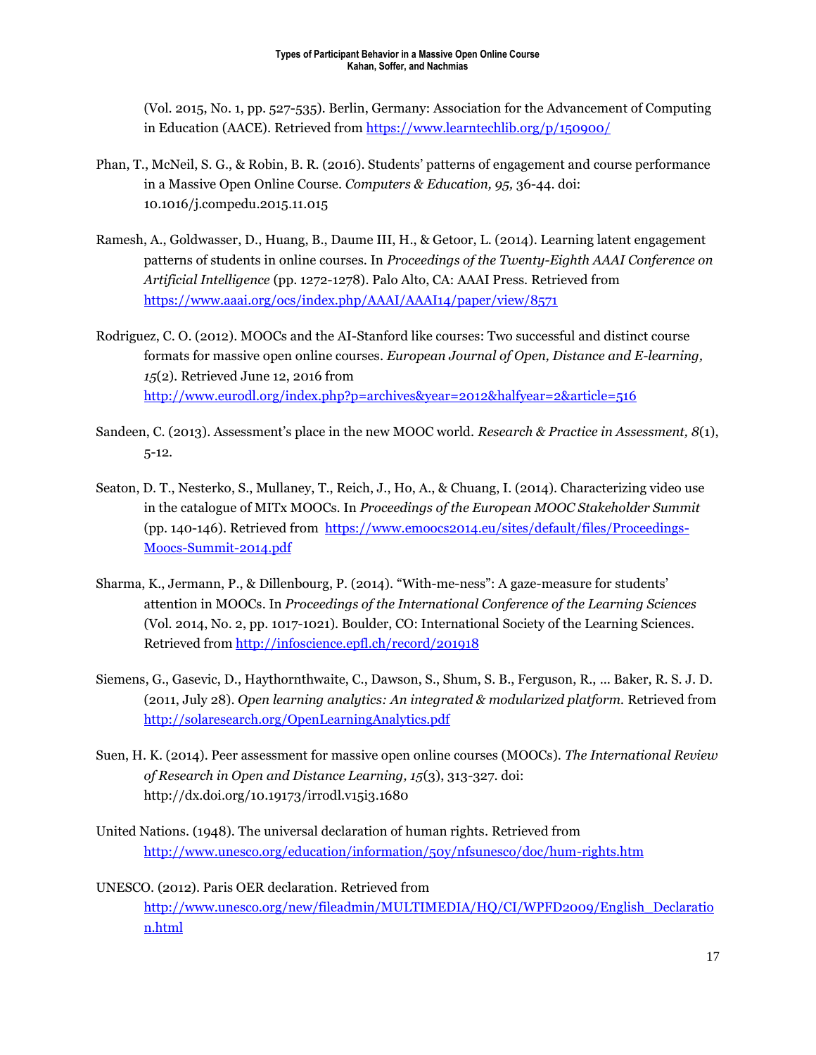(Vol. 2015, No. 1, pp. 527-535). Berlin, Germany: Association for the Advancement of Computing in Education (AACE). Retrieved from https://www.learntechlib.org/p/150900/

Phan, T., McNeil, S. G., & Robin, B. R. (2016). Students' patterns of engagement and course performance in a Massive Open Online Course. *Computers & Education, 95,* 36-44. doi: 10.1016/j.compedu.2015.11.015

Ramesh, A., Goldwasser, D., Huang, B., Daume III, H., & Getoor, L. (2014). Learning latent engagement patterns of students in online courses. In *Proceedings of the Twenty-Eighth AAAI Conference on Artificial Intelligence* (pp. 1272-1278). Palo Alto, CA: AAAI Press. Retrieved from https://www.aaai.org/ocs/index.php/AAAI/AAAI14/paper/view/8571

Rodriguez, C. O. (2012). MOOCs and the AI-Stanford like courses: Two successful and distinct course formats for massive open online courses. *European Journal of Open, Distance and E-learning, 15*(2). Retrieved June 12, 2016 from http://www.eurodl.org/index.php?p=archives&year=2012&halfyear=2&article=516

Sandeen, C. (2013). Assessment's place in the new MOOC world. *Research & Practice in Assessment, 8*(1), 5-12.

Seaton, D. T., Nesterko, S., Mullaney, T., Reich, J., Ho, A., & Chuang, I. (2014). Characterizing video use in the catalogue of MITx MOOCs. In *Proceedings of the European MOOC Stakeholder Summit* (pp. 140-146). Retrieved from https://www.emoocs2014.eu/sites/default/files/Proceedings-Moocs-Summit-2014.pdf

Sharma, K., Jermann, P., & Dillenbourg, P. (2014). "With-me-ness": A gaze-measure for students' attention in MOOCs. In *Proceedings of the International Conference of the Learning Sciences* (Vol. 2014, No. 2, pp. 1017-1021). Boulder, CO: International Society of the Learning Sciences. Retrieved from http://infoscience.epfl.ch/record/201918

Siemens, G., Gasevic, D., Haythornthwaite, C., Dawson, S., Shum, S. B., Ferguson, R., ... Baker, R. S. J. D. (2011, July 28). *Open learning analytics: An integrated & modularized platform.* Retrieved from http://solaresearch.org/OpenLearningAnalytics.pdf

Suen, H. K. (2014). Peer assessment for massive open online courses (MOOCs). *The International Review of Research in Open and Distance Learning, 15*(3), 313-327. doi: http://dx.doi.org/10.19173/irrodl.v15i3.1680

United Nations. (1948). The universal declaration of human rights. Retrieved from http://www.unesco.org/education/information/50y/nfsunesco/doc/hum-rights.htm

UNESCO. (2012). Paris OER declaration. Retrieved from http://www.unesco.org/new/fileadmin/MULTIMEDIA/HQ/CI/WPFD2009/English_Declaration.html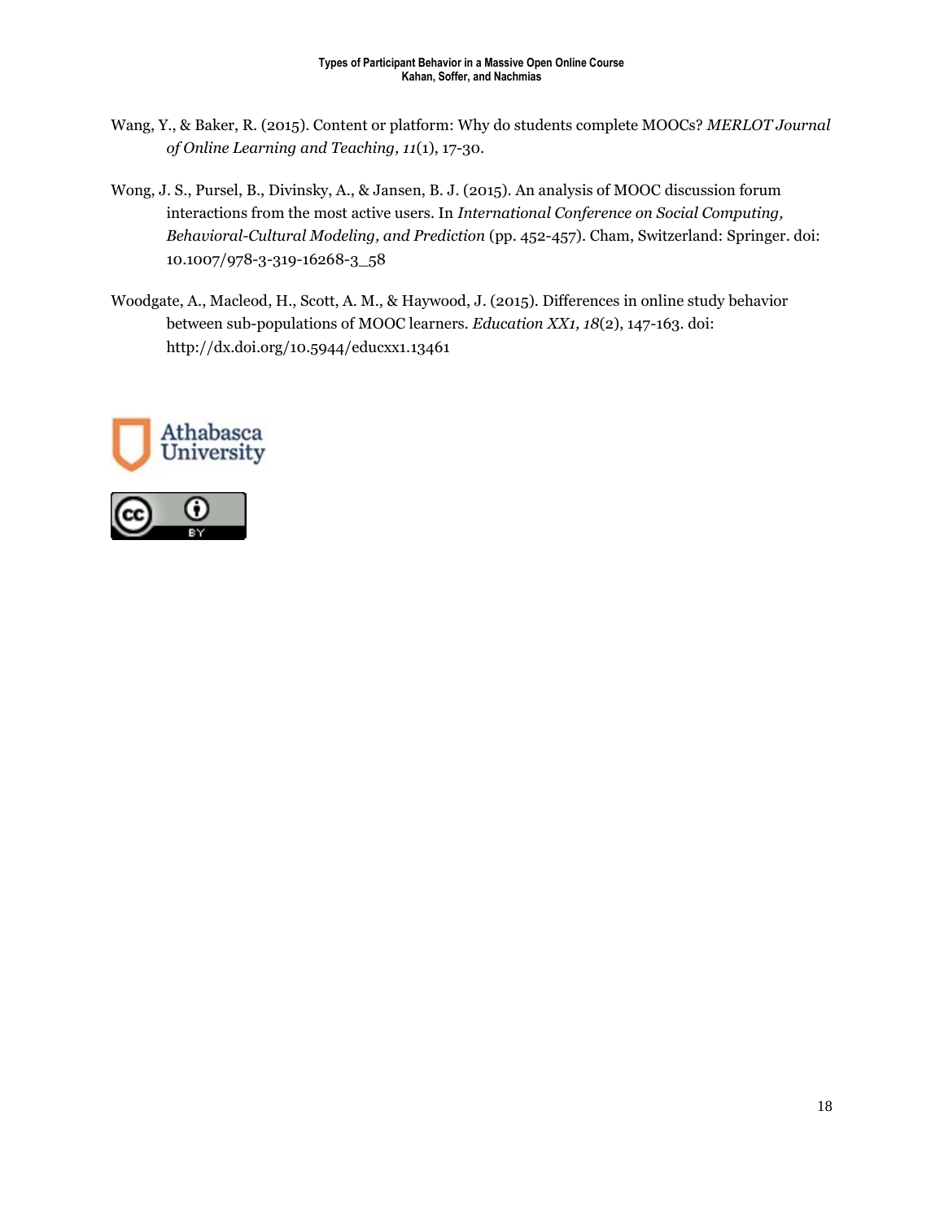Wang, Y., & Baker, R. (2015). Content or platform: Why do students complete MOOCs? *MERLOT Journal of Online Learning and Teaching, 11*(1), 17-30.

Wong, J. S., Pursel, B., Divinsky, A., & Jansen, B. J. (2015). An analysis of MOOC discussion forum interactions from the most active users. In *International Conference on Social Computing, Behavioral-Cultural Modeling, and Prediction* (pp. 452-457). Cham, Switzerland: Springer. doi: 10.1007/978-3-319-16268-3_58

Woodgate, A., Macleod, H., Scott, A. M., & Haywood, J. (2015). Differences in online study behavior between sub-populations of MOOC learners. *Education XX1, 18*(2), 147-163. doi: http://dx.doi.org/10.5944/educxx1.13461